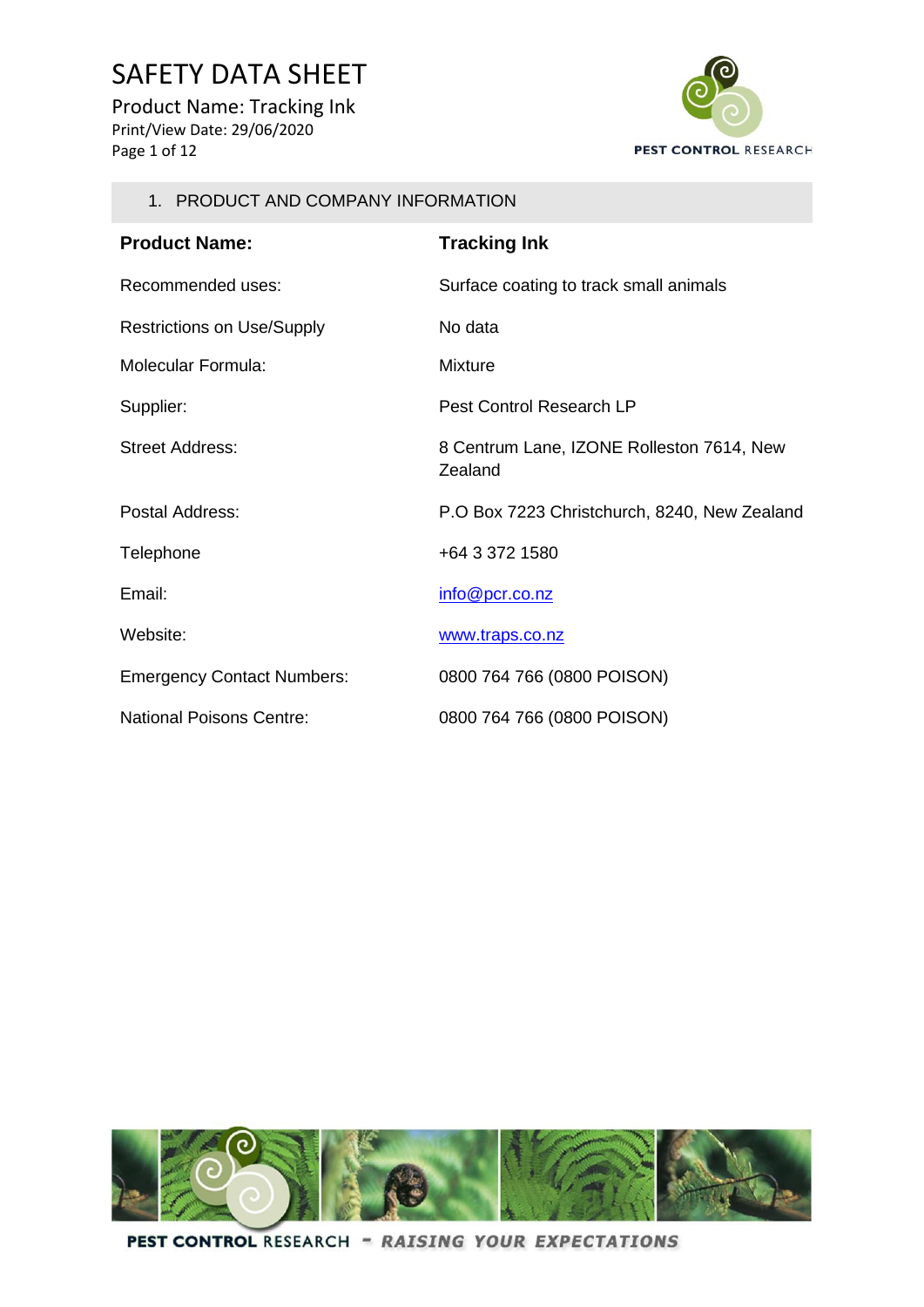# SAFETY DATA SHEET

Product Name: Tracking Ink
Print/View Date: 29/06/2020

## 1. PRODUCT AND COMPANY INFORMATION

| | |
|---|---|
| **Product Name:** | **Tracking Ink** |
| Recommended uses: | Surface coating to track small animals |
| Restrictions on Use/Supply | No data |
| Molecular Formula: | Mixture |
| Supplier: | Pest Control Research LP |
| Street Address: | 8 Centrum Lane, IZONE Rolleston 7614, New Zealand |
| Postal Address: | P.O Box 7223 Christchurch, 8240, New Zealand |
| Telephone | +64 3 372 1580 |
| Email: | info@pcr.co.nz |
| Website: | www.traps.co.nz |
| Emergency Contact Numbers: | 0800 764 766 (0800 POISON) |
| National Poisons Centre: | 0800 764 766 (0800 POISON) |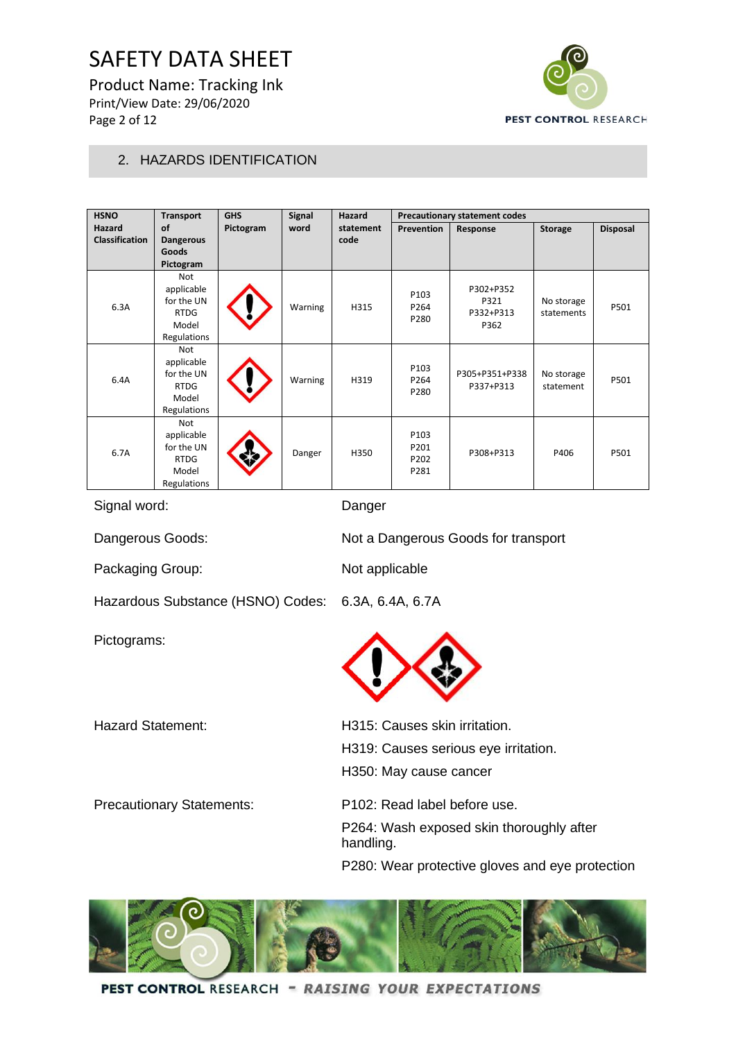## 2. HAZARDS IDENTIFICATION

| HSNO Hazard Classification | Transport of Dangerous Goods Pictogram | GHS Pictogram | Signal word | Hazard statement code | Precautionary statement codes | | | |
|---|---|---|---|---|---|---|---|---|
| | | | | | Prevention | Response | Storage | Disposal |
| 6.3A | Not applicable for the UN RTDG Model Regulations | | Warning | H315 | P103 P264 P280 | P302+P352 P321 P332+P313 P362 | No storage statements | P501 |
| 6.4A | Not applicable for the UN RTDG Model Regulations | | Warning | H319 | P103 P264 P280 | P305+P351+P338 P337+P313 | No storage statement | P501 |
| 6.7A | Not applicable for the UN RTDG Model Regulations | | Danger | H350 | P103 P201 P202 P281 | P308+P313 | P406 | P501 |

Signal word: Danger

Dangerous Goods: Not a Dangerous Goods for transport

Packaging Group: Not applicable

Hazardous Substance (HSNO) Codes: 6.3A, 6.4A, 6.7A

Pictograms:

Hazard Statement:

H315: Causes skin irritation.

H319: Causes serious eye irritation.

H350: May cause cancer

Precautionary Statements:

P102: Read label before use.

P264: Wash exposed skin thoroughly after handling.

P280: Wear protective gloves and eye protection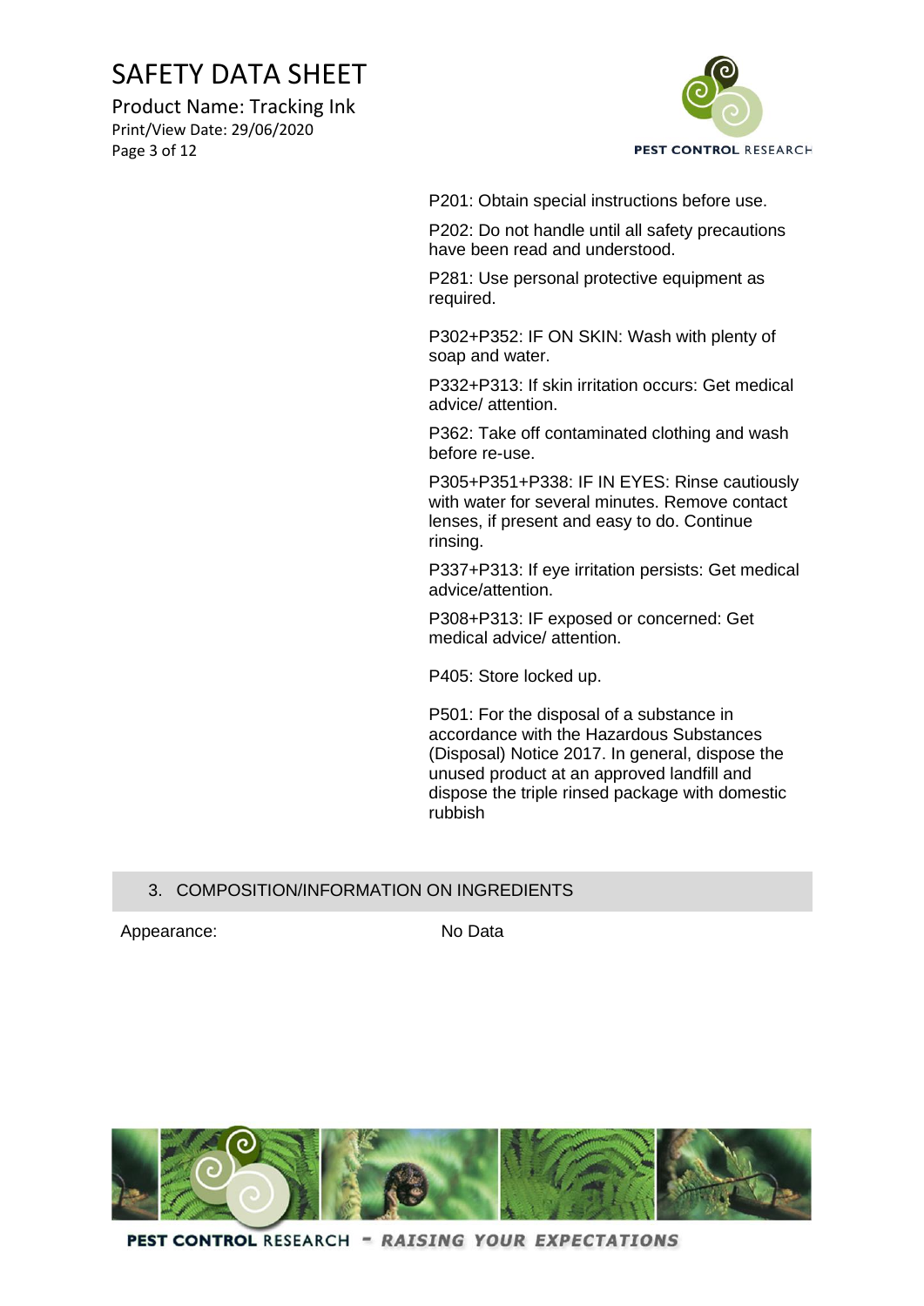P201: Obtain special instructions before use.

P202: Do not handle until all safety precautions have been read and understood.

P281: Use personal protective equipment as required.

P302+P352: IF ON SKIN: Wash with plenty of soap and water.

P332+P313: If skin irritation occurs: Get medical advice/ attention.

P362: Take off contaminated clothing and wash before re-use.

P305+P351+P338: IF IN EYES: Rinse cautiously with water for several minutes. Remove contact lenses, if present and easy to do. Continue rinsing.

P337+P313: If eye irritation persists: Get medical advice/attention.

P308+P313: IF exposed or concerned: Get medical advice/ attention.

P405: Store locked up.

P501: For the disposal of a substance in accordance with the Hazardous Substances (Disposal) Notice 2017. In general, dispose the unused product at an approved landfill and dispose the triple rinsed package with domestic rubbish

## 3. COMPOSITION/INFORMATION ON INGREDIENTS

| Appearance: | No Data |
|---|---|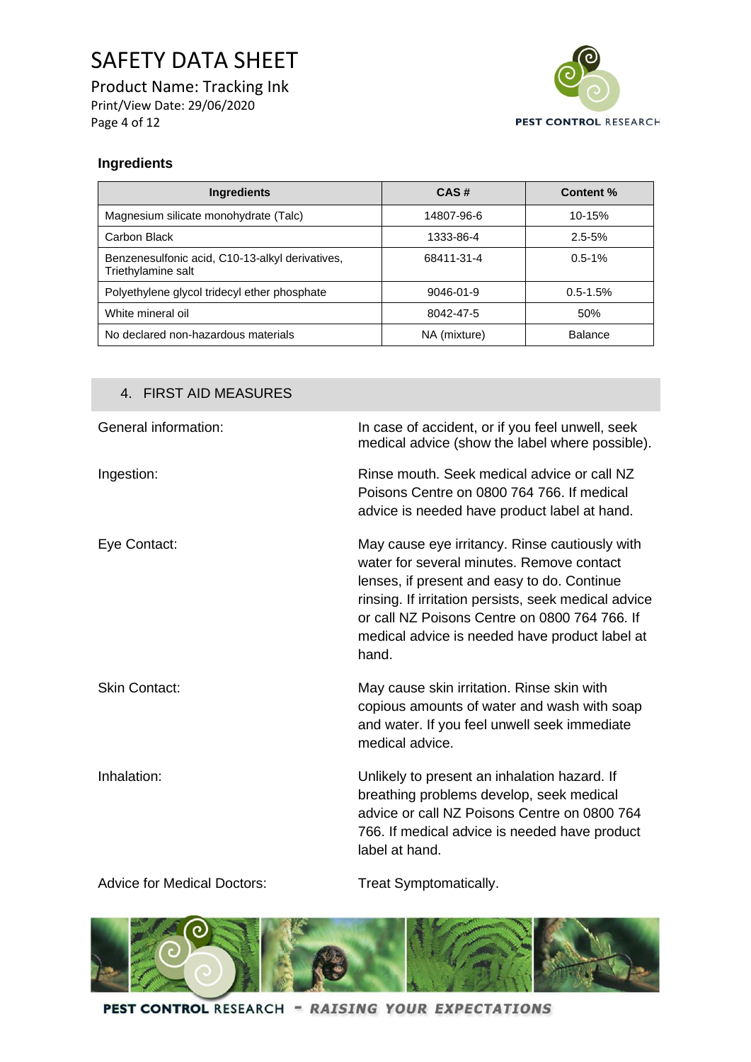### Ingredients

| Ingredients | CAS # | Content % |
|---|---|---|
| Magnesium silicate monohydrate (Talc) | 14807-96-6 | 10-15% |
| Carbon Black | 1333-86-4 | 2.5-5% |
| Benzenesulfonic acid, C10-13-alkyl derivatives, Triethylamine salt | 68411-31-4 | 0.5-1% |
| Polyethylene glycol tridecyl ether phosphate | 9046-01-9 | 0.5-1.5% |
| White mineral oil | 8042-47-5 | 50% |
| No declared non-hazardous materials | NA (mixture) | Balance |

## 4. FIRST AID MEASURES

**General information:** In case of accident, or if you feel unwell, seek medical advice (show the label where possible).

**Ingestion:** Rinse mouth. Seek medical advice or call NZ Poisons Centre on 0800 764 766. If medical advice is needed have product label at hand.

**Eye Contact:** May cause eye irritancy. Rinse cautiously with water for several minutes. Remove contact lenses, if present and easy to do. Continue rinsing. If irritation persists, seek medical advice or call NZ Poisons Centre on 0800 764 766. If medical advice is needed have product label at hand.

**Skin Contact:** May cause skin irritation. Rinse skin with copious amounts of water and wash with soap and water. If you feel unwell seek immediate medical advice.

**Inhalation:** Unlikely to present an inhalation hazard. If breathing problems develop, seek medical advice or call NZ Poisons Centre on 0800 764 766. If medical advice is needed have product label at hand.

**Advice for Medical Doctors:** Treat Symptomatically.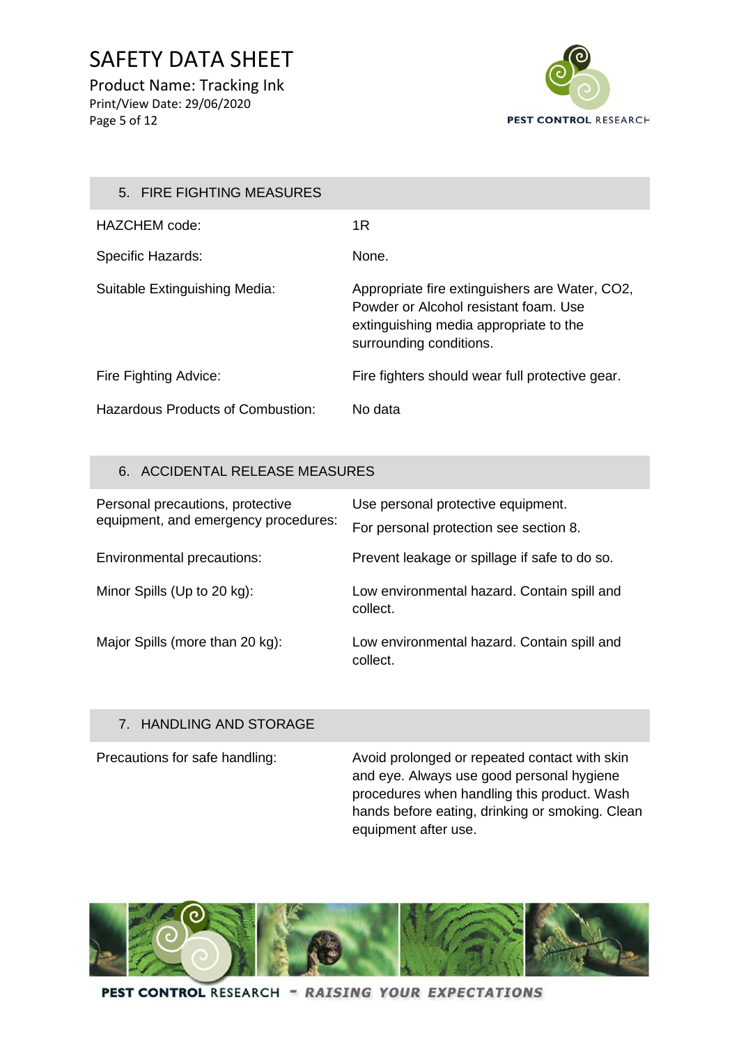## 5. FIRE FIGHTING MEASURES

| | |
|---|---|
| HAZCHEM code: | 1R |
| Specific Hazards: | None. |
| Suitable Extinguishing Media: | Appropriate fire extinguishers are Water, CO2, Powder or Alcohol resistant foam. Use extinguishing media appropriate to the surrounding conditions. |
| Fire Fighting Advice: | Fire fighters should wear full protective gear. |
| Hazardous Products of Combustion: | No data |

## 6. ACCIDENTAL RELEASE MEASURES

| | |
|---|---|
| Personal precautions, protective equipment, and emergency procedures: | Use personal protective equipment.<br>For personal protection see section 8. |
| Environmental precautions: | Prevent leakage or spillage if safe to do so. |
| Minor Spills (Up to 20 kg): | Low environmental hazard. Contain spill and collect. |
| Major Spills (more than 20 kg): | Low environmental hazard. Contain spill and collect. |

## 7. HANDLING AND STORAGE

| | |
|---|---|
| Precautions for safe handling: | Avoid prolonged or repeated contact with skin and eye. Always use good personal hygiene procedures when handling this product. Wash hands before eating, drinking or smoking. Clean equipment after use. |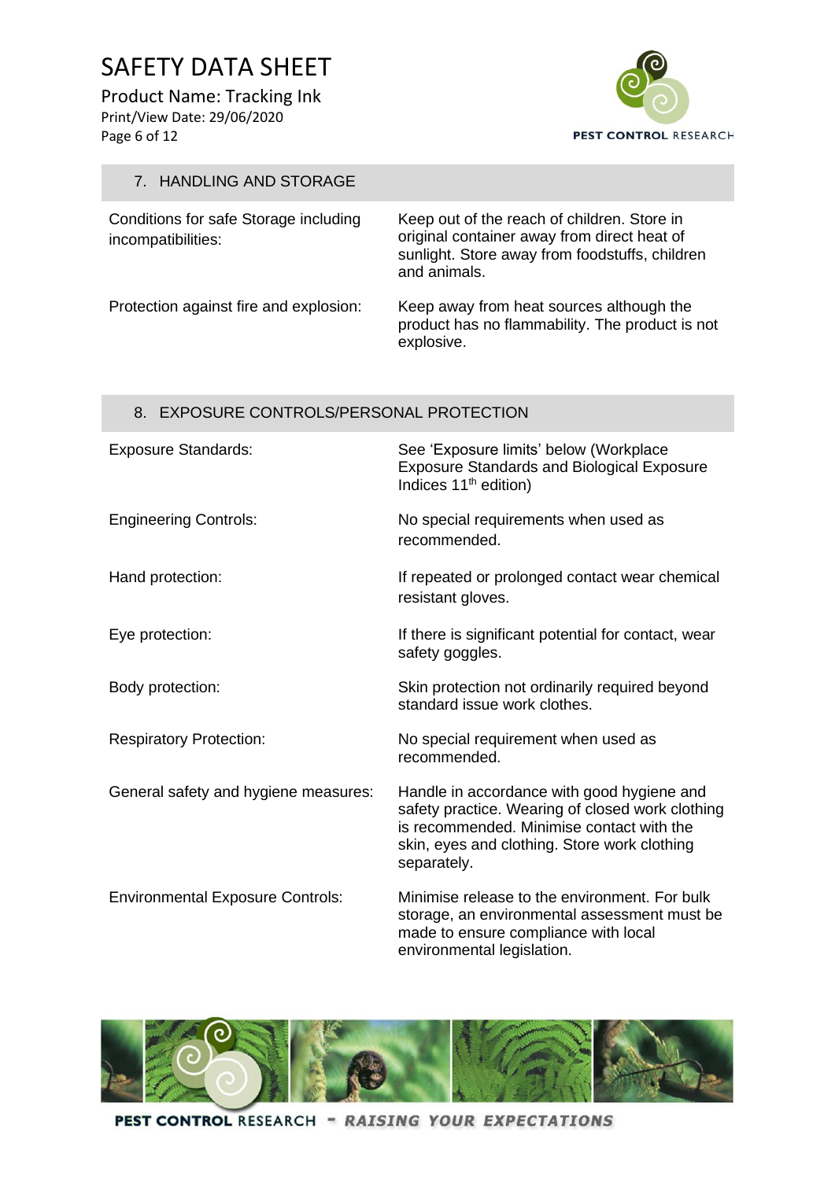## 7. HANDLING AND STORAGE

| | |
|---|---|
| Conditions for safe Storage including incompatibilities: | Keep out of the reach of children. Store in original container away from direct heat of sunlight. Store away from foodstuffs, children and animals. |
| Protection against fire and explosion: | Keep away from heat sources although the product has no flammability. The product is not explosive. |

## 8. EXPOSURE CONTROLS/PERSONAL PROTECTION

| | |
|---|---|
| Exposure Standards: | See 'Exposure limits' below (Workplace Exposure Standards and Biological Exposure Indices 11th edition) |
| Engineering Controls: | No special requirements when used as recommended. |
| Hand protection: | If repeated or prolonged contact wear chemical resistant gloves. |
| Eye protection: | If there is significant potential for contact, wear safety goggles. |
| Body protection: | Skin protection not ordinarily required beyond standard issue work clothes. |
| Respiratory Protection: | No special requirement when used as recommended. |
| General safety and hygiene measures: | Handle in accordance with good hygiene and safety practice. Wearing of closed work clothing is recommended. Minimise contact with the skin, eyes and clothing. Store work clothing separately. |
| Environmental Exposure Controls: | Minimise release to the environment. For bulk storage, an environmental assessment must be made to ensure compliance with local environmental legislation. |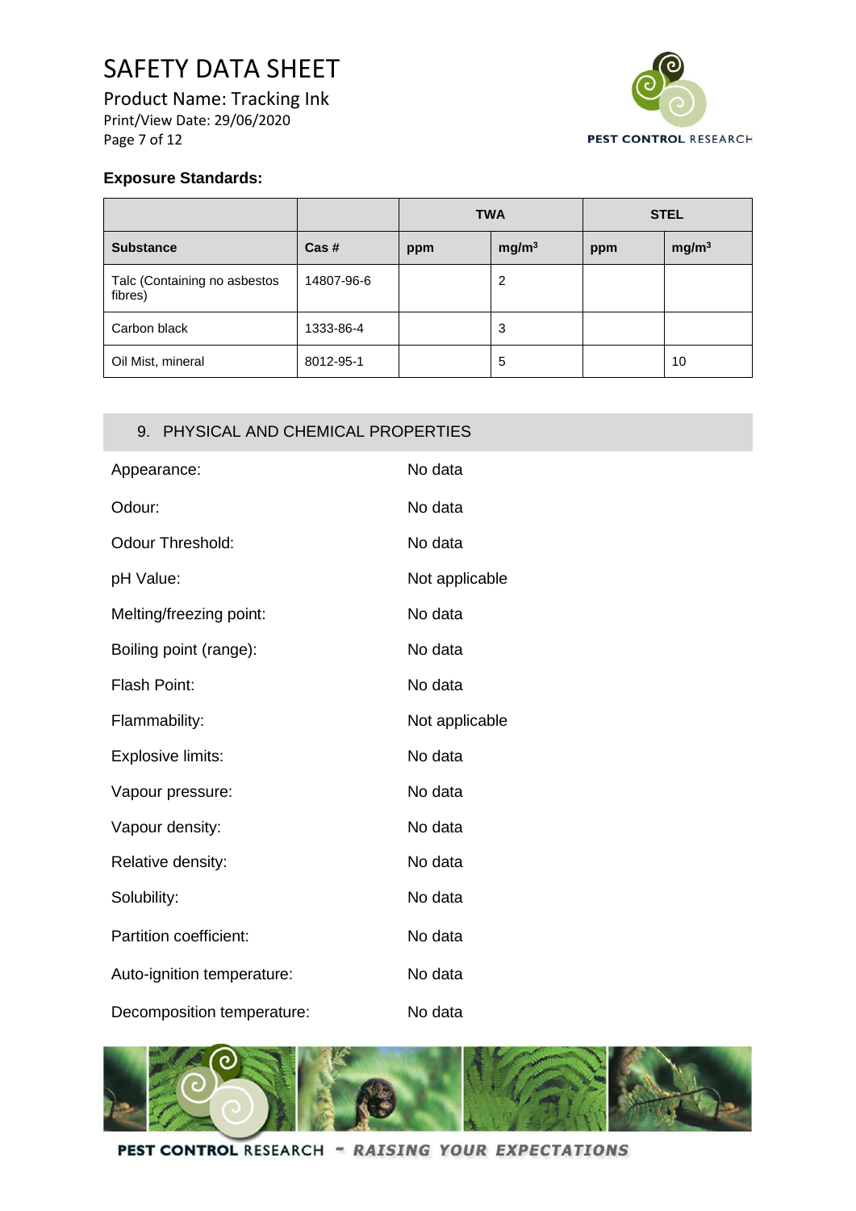**Exposure Standards:**

| | | TWA | | STEL | |
|---|---|---|---|---|---|
| **Substance** | **Cas #** | **ppm** | **mg/m³** | **ppm** | **mg/m³** |
| Talc (Containing no asbestos fibres) | 14807-96-6 | | 2 | | |
| Carbon black | 1333-86-4 | | 3 | | |
| Oil Mist, mineral | 8012-95-1 | | 5 | | 10 |

## 9. PHYSICAL AND CHEMICAL PROPERTIES

| | |
|---|---|
| Appearance: | No data |
| Odour: | No data |
| Odour Threshold: | No data |
| pH Value: | Not applicable |
| Melting/freezing point: | No data |
| Boiling point (range): | No data |
| Flash Point: | No data |
| Flammability: | Not applicable |
| Explosive limits: | No data |
| Vapour pressure: | No data |
| Vapour density: | No data |
| Relative density: | No data |
| Solubility: | No data |
| Partition coefficient: | No data |
| Auto-ignition temperature: | No data |
| Decomposition temperature: | No data |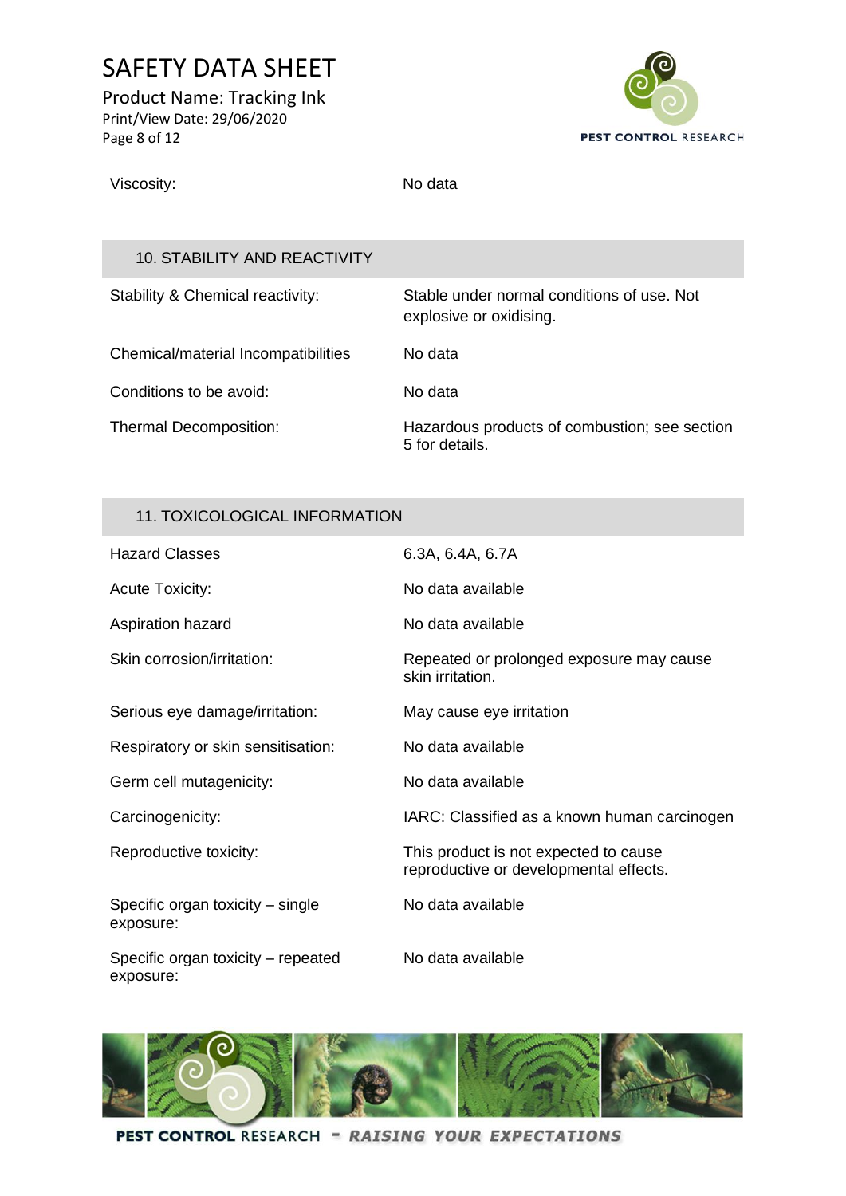| | |
|---|---|
| Viscosity: | No data |

## 10. STABILITY AND REACTIVITY

| | |
|---|---|
| Stability & Chemical reactivity: | Stable under normal conditions of use. Not explosive or oxidising. |
| Chemical/material Incompatibilities | No data |
| Conditions to be avoid: | No data |
| Thermal Decomposition: | Hazardous products of combustion; see section 5 for details. |

## 11. TOXICOLOGICAL INFORMATION

| | |
|---|---|
| Hazard Classes | 6.3A, 6.4A, 6.7A |
| Acute Toxicity: | No data available |
| Aspiration hazard | No data available |
| Skin corrosion/irritation: | Repeated or prolonged exposure may cause skin irritation. |
| Serious eye damage/irritation: | May cause eye irritation |
| Respiratory or skin sensitisation: | No data available |
| Germ cell mutagenicity: | No data available |
| Carcinogenicity: | IARC: Classified as a known human carcinogen |
| Reproductive toxicity: | This product is not expected to cause reproductive or developmental effects. |
| Specific organ toxicity – single exposure: | No data available |
| Specific organ toxicity – repeated exposure: | No data available |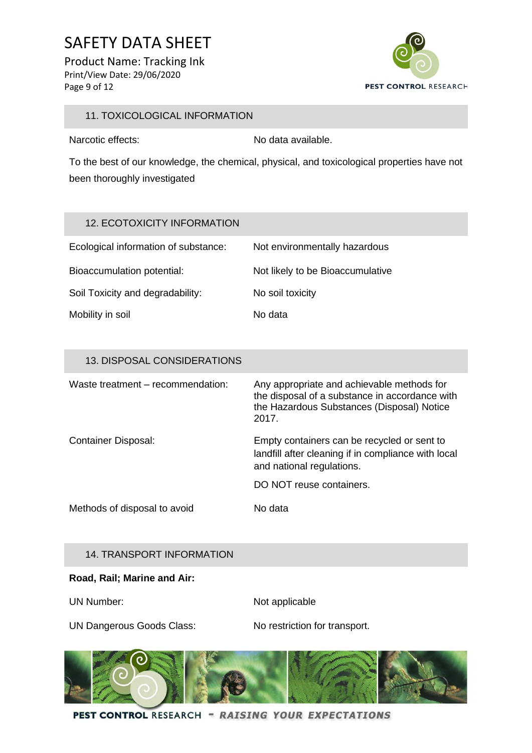## 11. TOXICOLOGICAL INFORMATION

| | |
|---|---|
| Narcotic effects: | No data available. |

To the best of our knowledge, the chemical, physical, and toxicological properties have not been thoroughly investigated

## 12. ECOTOXICITY INFORMATION

| | |
|---|---|
| Ecological information of substance: | Not environmentally hazardous |
| Bioaccumulation potential: | Not likely to be Bioaccumulative |
| Soil Toxicity and degradability: | No soil toxicity |
| Mobility in soil | No data |

## 13. DISPOSAL CONSIDERATIONS

| | |
|---|---|
| Waste treatment – recommendation: | Any appropriate and achievable methods for the disposal of a substance in accordance with the Hazardous Substances (Disposal) Notice 2017. |
| Container Disposal: | Empty containers can be recycled or sent to landfill after cleaning if in compliance with local and national regulations.<br>DO NOT reuse containers. |
| Methods of disposal to avoid | No data |

## 14. TRANSPORT INFORMATION

**Road, Rail; Marine and Air:**

| | |
|---|---|
| UN Number: | Not applicable |
| UN Dangerous Goods Class: | No restriction for transport. |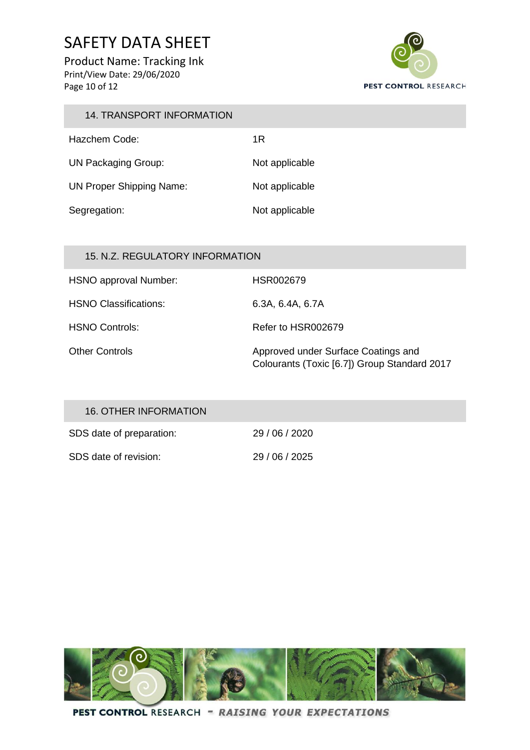## 14. TRANSPORT INFORMATION

| | |
|---|---|
| Hazchem Code: | 1R |
| UN Packaging Group: | Not applicable |
| UN Proper Shipping Name: | Not applicable |
| Segregation: | Not applicable |

## 15. N.Z. REGULATORY INFORMATION

| | |
|---|---|
| HSNO approval Number: | HSR002679 |
| HSNO Classifications: | 6.3A, 6.4A, 6.7A |
| HSNO Controls: | Refer to HSR002679 |
| Other Controls | Approved under Surface Coatings and Colourants (Toxic [6.7]) Group Standard 2017 |

## 16. OTHER INFORMATION

| | |
|---|---|
| SDS date of preparation: | 29 / 06 / 2020 |
| SDS date of revision: | 29 / 06 / 2025 |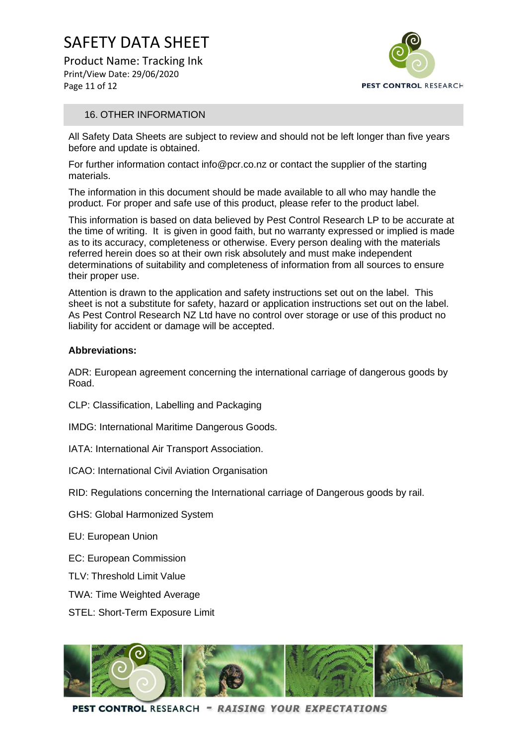## 16. OTHER INFORMATION

All Safety Data Sheets are subject to review and should not be left longer than five years before and update is obtained.

For further information contact info@pcr.co.nz or contact the supplier of the starting materials.

The information in this document should be made available to all who may handle the product. For proper and safe use of this product, please refer to the product label.

This information is based on data believed by Pest Control Research LP to be accurate at the time of writing. It is given in good faith, but no warranty expressed or implied is made as to its accuracy, completeness or otherwise. Every person dealing with the materials referred herein does so at their own risk absolutely and must make independent determinations of suitability and completeness of information from all sources to ensure their proper use.

Attention is drawn to the application and safety instructions set out on the label. This sheet is not a substitute for safety, hazard or application instructions set out on the label. As Pest Control Research NZ Ltd have no control over storage or use of this product no liability for accident or damage will be accepted.

**Abbreviations:**

ADR: European agreement concerning the international carriage of dangerous goods by Road.

CLP: Classification, Labelling and Packaging

IMDG: International Maritime Dangerous Goods.

IATA: International Air Transport Association.

ICAO: International Civil Aviation Organisation

RID: Regulations concerning the International carriage of Dangerous goods by rail.

GHS: Global Harmonized System

EU: European Union

EC: European Commission

TLV: Threshold Limit Value

TWA: Time Weighted Average

STEL: Short-Term Exposure Limit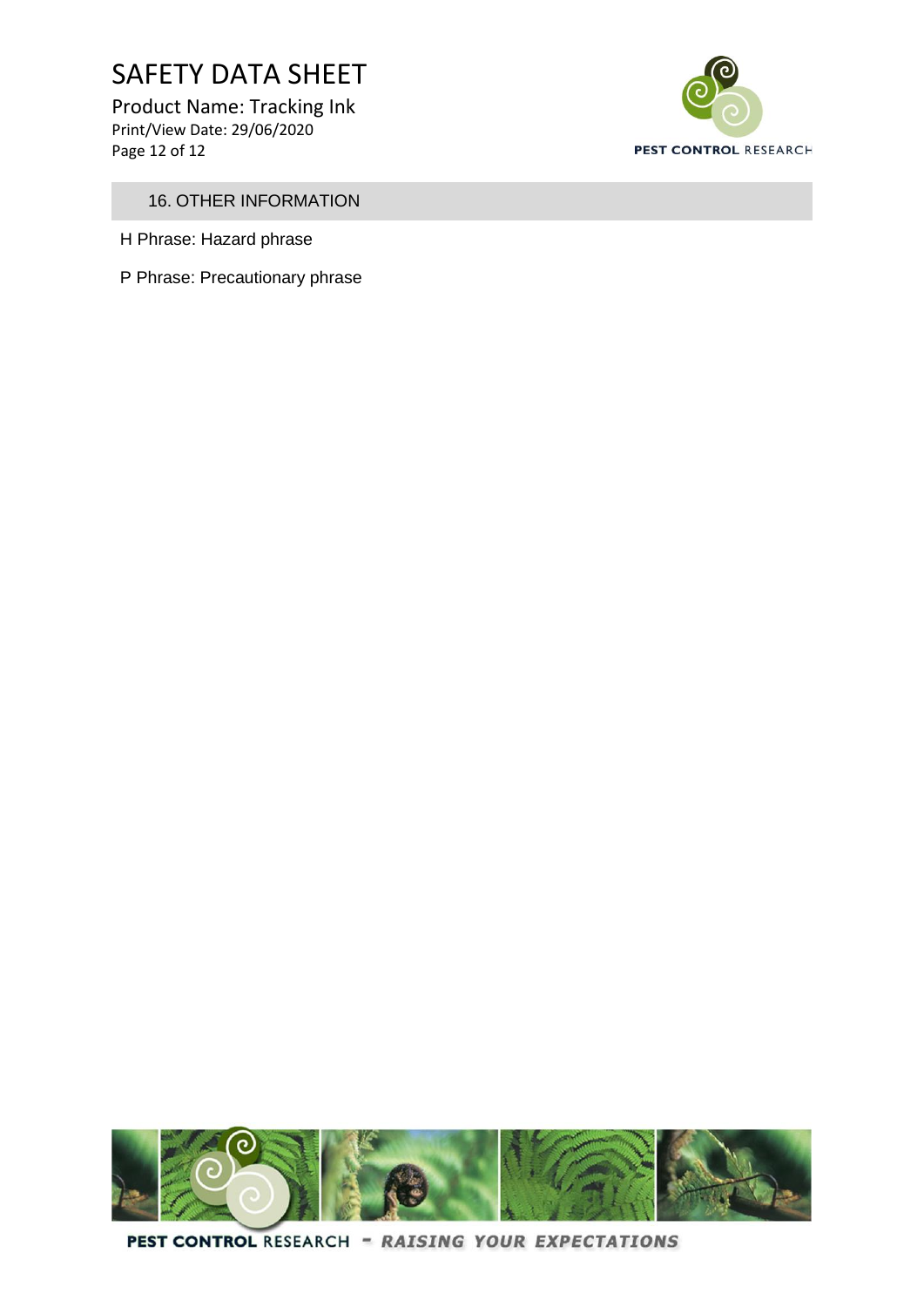## 16. OTHER INFORMATION

H Phrase: Hazard phrase

P Phrase: Precautionary phrase